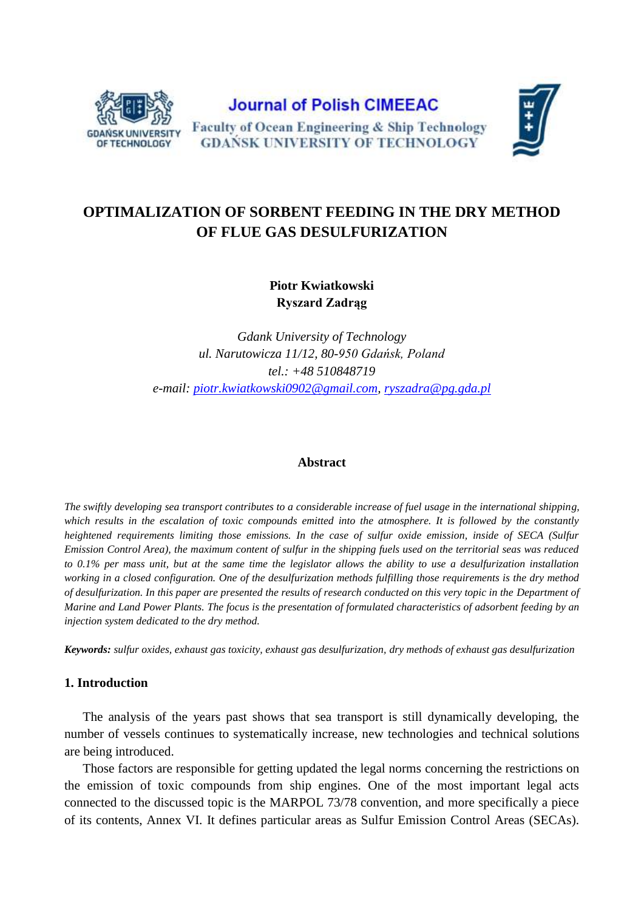# OPTIMALIZATION OF SORBENT FEEDING IN THE DRY METHOD OF FLUE GAS DESULFURIZATION

**Piotr Kwiatkowski**
**Ryszard Zadrąg**

*Gdank University of Technology*
*ul. Narutowicza 11/12, 80-950 Gdańsk, Poland*
*tel.: +48 510848719*
*e-mail: piotr.kwiatkowski0902@gmail.com, ryszadra@pg.gda.pl*

## Abstract

*The swiftly developing sea transport contributes to a considerable increase of fuel usage in the international shipping, which results in the escalation of toxic compounds emitted into the atmosphere. It is followed by the constantly heightened requirements limiting those emissions. In the case of sulfur oxide emission, inside of SECA (Sulfur Emission Control Area), the maximum content of sulfur in the shipping fuels used on the territorial seas was reduced to 0.1% per mass unit, but at the same time the legislator allows the ability to use a desulfurization installation working in a closed configuration. One of the desulfurization methods fulfilling those requirements is the dry method of desulfurization. In this paper are presented the results of research conducted on this very topic in the Department of Marine and Land Power Plants. The focus is the presentation of formulated characteristics of adsorbent feeding by an injection system dedicated to the dry method.*

***Keywords:*** *sulfur oxides, exhaust gas toxicity, exhaust gas desulfurization, dry methods of exhaust gas desulfurization*

## 1. Introduction

The analysis of the years past shows that sea transport is still dynamically developing, the number of vessels continues to systematically increase, new technologies and technical solutions are being introduced.

Those factors are responsible for getting updated the legal norms concerning the restrictions on the emission of toxic compounds from ship engines. One of the most important legal acts connected to the discussed topic is the MARPOL 73/78 convention, and more specifically a piece of its contents, Annex VI. It defines particular areas as Sulfur Emission Control Areas (SECAs).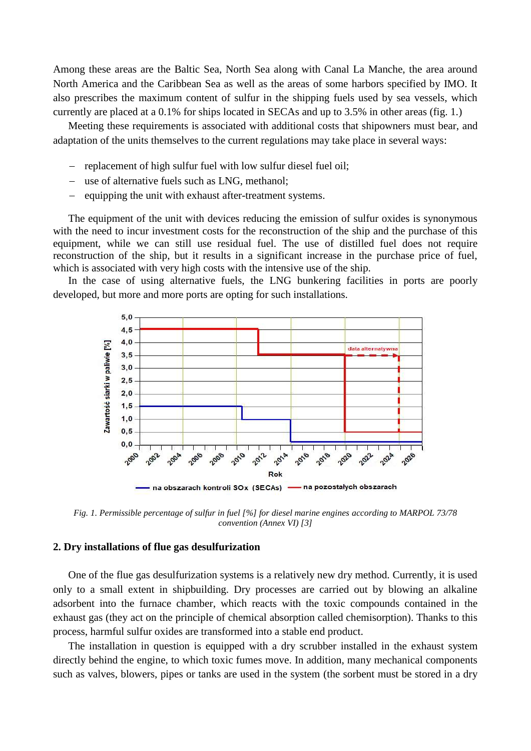Among these areas are the Baltic Sea, North Sea along with Canal La Manche, the area around North America and the Caribbean Sea as well as the areas of some harbors specified by IMO. It also prescribes the maximum content of sulfur in the shipping fuels used by sea vessels, which currently are placed at a 0.1% for ships located in SECAs and up to 3.5% in other areas (fig. 1.)

Meeting these requirements is associated with additional costs that shipowners must bear, and adaptation of the units themselves to the current regulations may take place in several ways:

- replacement of high sulfur fuel with low sulfur diesel fuel oil;
- use of alternative fuels such as LNG, methanol;
- equipping the unit with exhaust after-treatment systems.

The equipment of the unit with devices reducing the emission of sulfur oxides is synonymous with the need to incur investment costs for the reconstruction of the ship and the purchase of this equipment, while we can still use residual fuel. The use of distilled fuel does not require reconstruction of the ship, but it results in a significant increase in the purchase price of fuel, which is associated with very high costs with the intensive use of the ship.

In the case of using alternative fuels, the LNG bunkering facilities in ports are poorly developed, but more and more ports are opting for such installations.

*Fig. 1. Permissible percentage of sulfur in fuel [%] for diesel marine engines according to MARPOL 73/78 convention (Annex VI) [3]*

## 2. Dry installations of flue gas desulfurization

One of the flue gas desulfurization systems is a relatively new dry method. Currently, it is used only to a small extent in shipbuilding. Dry processes are carried out by blowing an alkaline adsorbent into the furnace chamber, which reacts with the toxic compounds contained in the exhaust gas (they act on the principle of chemical absorption called chemisorption). Thanks to this process, harmful sulfur oxides are transformed into a stable end product.

The installation in question is equipped with a dry scrubber installed in the exhaust system directly behind the engine, to which toxic fumes move. In addition, many mechanical components such as valves, blowers, pipes or tanks are used in the system (the sorbent must be stored in a dry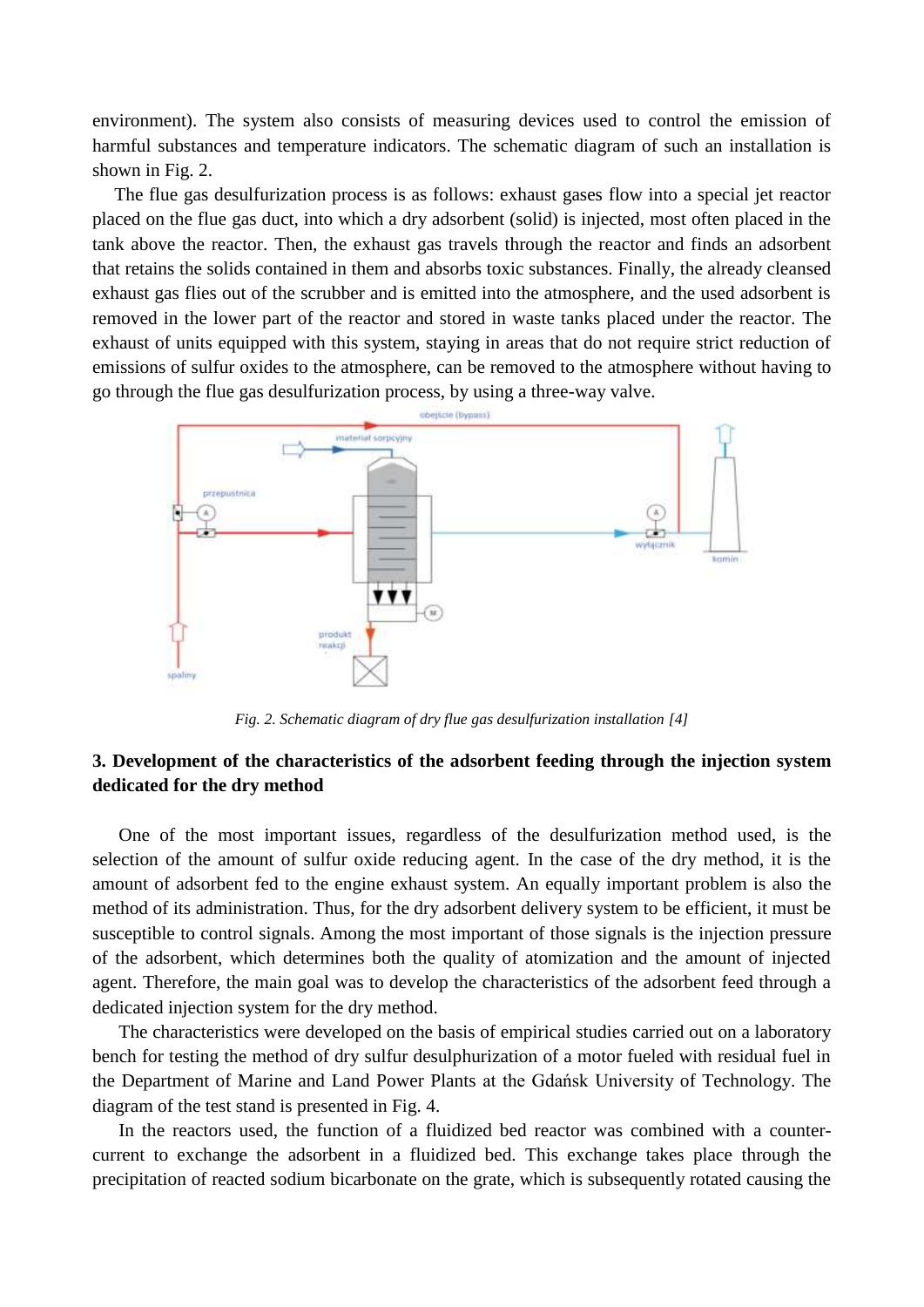environment). The system also consists of measuring devices used to control the emission of harmful substances and temperature indicators. The schematic diagram of such an installation is shown in Fig. 2.

The flue gas desulfurization process is as follows: exhaust gases flow into a special jet reactor placed on the flue gas duct, into which a dry adsorbent (solid) is injected, most often placed in the tank above the reactor. Then, the exhaust gas travels through the reactor and finds an adsorbent that retains the solids contained in them and absorbs toxic substances. Finally, the already cleansed exhaust gas flies out of the scrubber and is emitted into the atmosphere, and the used adsorbent is removed in the lower part of the reactor and stored in waste tanks placed under the reactor. The exhaust of units equipped with this system, staying in areas that do not require strict reduction of emissions of sulfur oxides to the atmosphere, can be removed to the atmosphere without having to go through the flue gas desulfurization process, by using a three-way valve.

*Fig. 2. Schematic diagram of dry flue gas desulfurization installation [4]*

### 3. Development of the characteristics of the adsorbent feeding through the injection system dedicated for the dry method

One of the most important issues, regardless of the desulfurization method used, is the selection of the amount of sulfur oxide reducing agent. In the case of the dry method, it is the amount of adsorbent fed to the engine exhaust system. An equally important problem is also the method of its administration. Thus, for the dry adsorbent delivery system to be efficient, it must be susceptible to control signals. Among the most important of those signals is the injection pressure of the adsorbent, which determines both the quality of atomization and the amount of injected agent. Therefore, the main goal was to develop the characteristics of the adsorbent feed through a dedicated injection system for the dry method.

The characteristics were developed on the basis of empirical studies carried out on a laboratory bench for testing the method of dry sulfur desulphurization of a motor fueled with residual fuel in the Department of Marine and Land Power Plants at the Gdańsk University of Technology. The diagram of the test stand is presented in Fig. 4.

In the reactors used, the function of a fluidized bed reactor was combined with a counter-current to exchange the adsorbent in a fluidized bed. This exchange takes place through the precipitation of reacted sodium bicarbonate on the grate, which is subsequently rotated causing the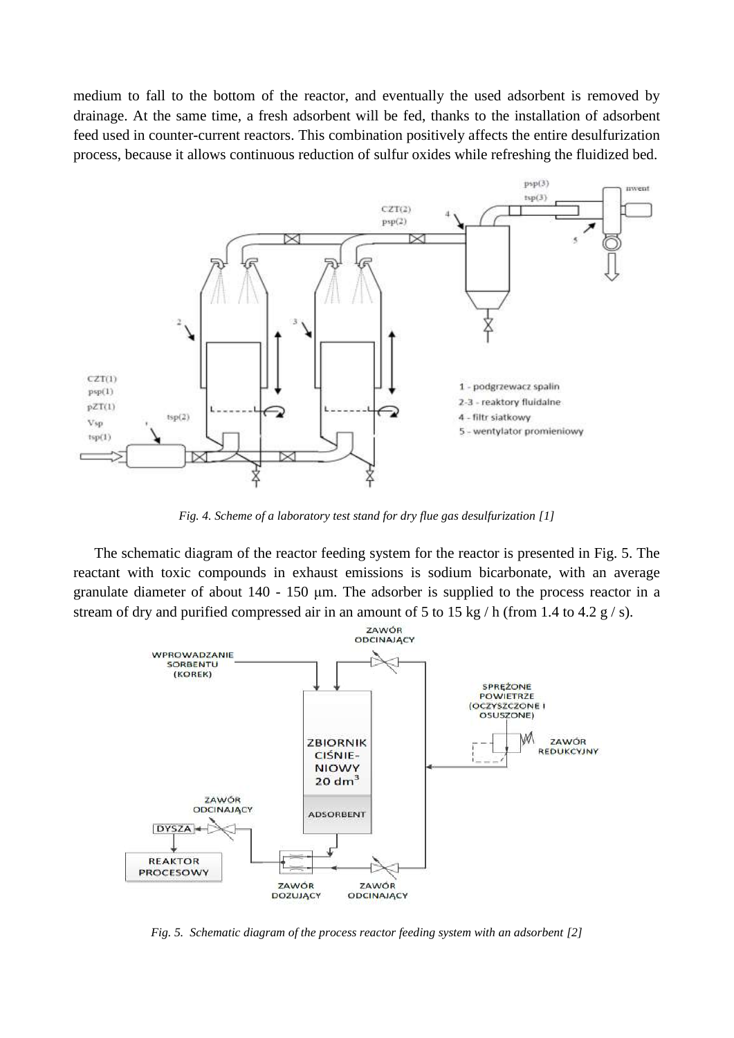medium to fall to the bottom of the reactor, and eventually the used adsorbent is removed by drainage. At the same time, a fresh adsorbent will be fed, thanks to the installation of adsorbent feed used in counter-current reactors. This combination positively affects the entire desulfurization process, because it allows continuous reduction of sulfur oxides while refreshing the fluidized bed.

*Fig. 4. Scheme of a laboratory test stand for dry flue gas desulfurization [1]*

The schematic diagram of the reactor feeding system for the reactor is presented in Fig. 5. The reactant with toxic compounds in exhaust emissions is sodium bicarbonate, with an average granulate diameter of about 140 - 150 μm. The adsorber is supplied to the process reactor in a stream of dry and purified compressed air in an amount of 5 to 15 kg / h (from 1.4 to 4.2 g / s).

*Fig. 5. Schematic diagram of the process reactor feeding system with an adsorbent [2]*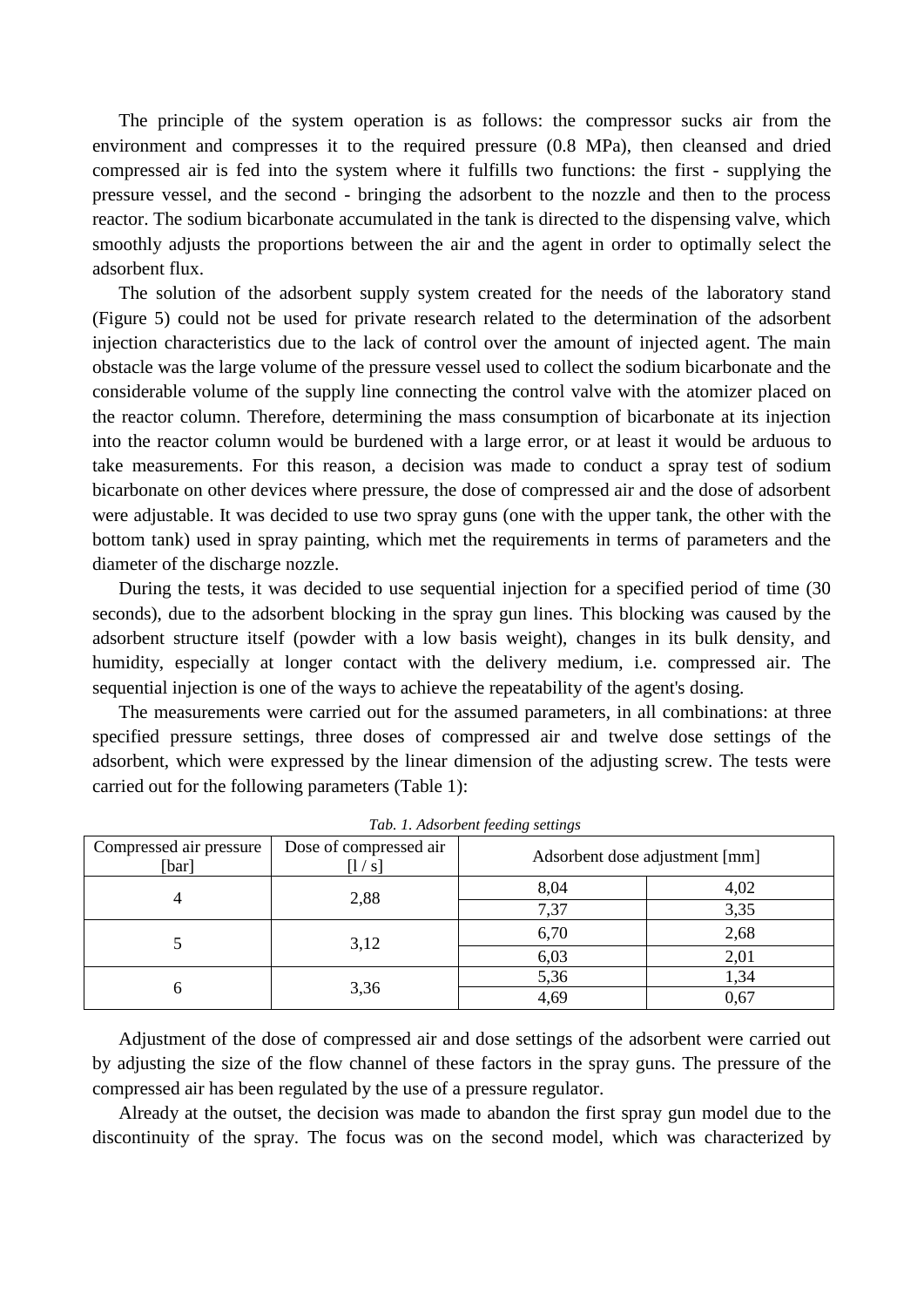The principle of the system operation is as follows: the compressor sucks air from the environment and compresses it to the required pressure (0.8 MPa), then cleansed and dried compressed air is fed into the system where it fulfills two functions: the first - supplying the pressure vessel, and the second - bringing the adsorbent to the nozzle and then to the process reactor. The sodium bicarbonate accumulated in the tank is directed to the dispensing valve, which smoothly adjusts the proportions between the air and the agent in order to optimally select the adsorbent flux.

The solution of the adsorbent supply system created for the needs of the laboratory stand (Figure 5) could not be used for private research related to the determination of the adsorbent injection characteristics due to the lack of control over the amount of injected agent. The main obstacle was the large volume of the pressure vessel used to collect the sodium bicarbonate and the considerable volume of the supply line connecting the control valve with the atomizer placed on the reactor column. Therefore, determining the mass consumption of bicarbonate at its injection into the reactor column would be burdened with a large error, or at least it would be arduous to take measurements. For this reason, a decision was made to conduct a spray test of sodium bicarbonate on other devices where pressure, the dose of compressed air and the dose of adsorbent were adjustable. It was decided to use two spray guns (one with the upper tank, the other with the bottom tank) used in spray painting, which met the requirements in terms of parameters and the diameter of the discharge nozzle.

During the tests, it was decided to use sequential injection for a specified period of time (30 seconds), due to the adsorbent blocking in the spray gun lines. This blocking was caused by the adsorbent structure itself (powder with a low basis weight), changes in its bulk density, and humidity, especially at longer contact with the delivery medium, i.e. compressed air. The sequential injection is one of the ways to achieve the repeatability of the agent's dosing.

The measurements were carried out for the assumed parameters, in all combinations: at three specified pressure settings, three doses of compressed air and twelve dose settings of the adsorbent, which were expressed by the linear dimension of the adjusting screw. The tests were carried out for the following parameters (Table 1):

*Tab. 1. Adsorbent feeding settings*

| Compressed air pressure [bar] | Dose of compressed air [l / s] | Adsorbent dose adjustment [mm] | |
|---|---|---|---|
| 4 | 2,88 | 8,04 | 4,02 |
| | | 7,37 | 3,35 |
| 5 | 3,12 | 6,70 | 2,68 |
| | | 6,03 | 2,01 |
| 6 | 3,36 | 5,36 | 1,34 |
| | | 4,69 | 0,67 |

Adjustment of the dose of compressed air and dose settings of the adsorbent were carried out by adjusting the size of the flow channel of these factors in the spray guns. The pressure of the compressed air has been regulated by the use of a pressure regulator.

Already at the outset, the decision was made to abandon the first spray gun model due to the discontinuity of the spray. The focus was on the second model, which was characterized by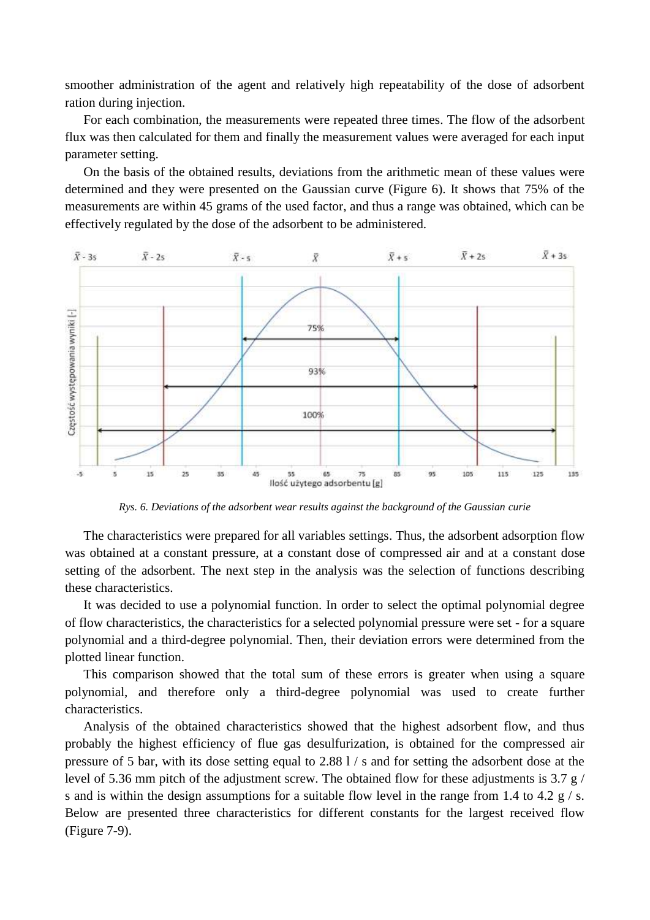smoother administration of the agent and relatively high repeatability of the dose of adsorbent ration during injection.

For each combination, the measurements were repeated three times. The flow of the adsorbent flux was then calculated for them and finally the measurement values were averaged for each input parameter setting.

On the basis of the obtained results, deviations from the arithmetic mean of these values were determined and they were presented on the Gaussian curve (Figure 6). It shows that 75% of the measurements are within 45 grams of the used factor, and thus a range was obtained, which can be effectively regulated by the dose of the adsorbent to be administered.

*Rys. 6. Deviations of the adsorbent wear results against the background of the Gaussian curie*

The characteristics were prepared for all variables settings. Thus, the adsorbent adsorption flow was obtained at a constant pressure, at a constant dose of compressed air and at a constant dose setting of the adsorbent. The next step in the analysis was the selection of functions describing these characteristics.

It was decided to use a polynomial function. In order to select the optimal polynomial degree of flow characteristics, the characteristics for a selected polynomial pressure were set - for a square polynomial and a third-degree polynomial. Then, their deviation errors were determined from the plotted linear function.

This comparison showed that the total sum of these errors is greater when using a square polynomial, and therefore only a third-degree polynomial was used to create further characteristics.

Analysis of the obtained characteristics showed that the highest adsorbent flow, and thus probably the highest efficiency of flue gas desulfurization, is obtained for the compressed air pressure of 5 bar, with its dose setting equal to 2.88 l / s and for setting the adsorbent dose at the level of 5.36 mm pitch of the adjustment screw. The obtained flow for these adjustments is 3.7 g / s and is within the design assumptions for a suitable flow level in the range from 1.4 to 4.2 g / s. Below are presented three characteristics for different constants for the largest received flow (Figure 7-9).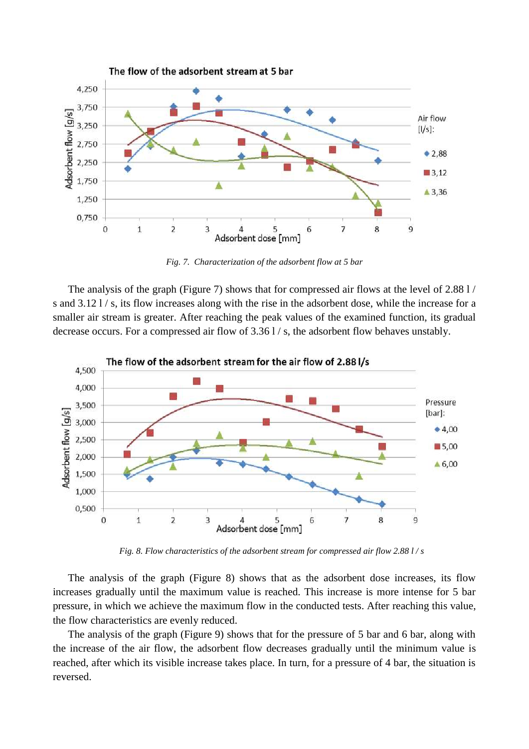*Fig. 7. Characterization of the adsorbent flow at 5 bar*

The analysis of the graph (Figure 7) shows that for compressed air flows at the level of 2.88 l / s and 3.12 l / s, its flow increases along with the rise in the adsorbent dose, while the increase for a smaller air stream is greater. After reaching the peak values of the examined function, its gradual decrease occurs. For a compressed air flow of 3.36 l / s, the adsorbent flow behaves unstably.

*Fig. 8. Flow characteristics of the adsorbent stream for compressed air flow 2.88 l / s*

The analysis of the graph (Figure 8) shows that as the adsorbent dose increases, its flow increases gradually until the maximum value is reached. This increase is more intense for 5 bar pressure, in which we achieve the maximum flow in the conducted tests. After reaching this value, the flow characteristics are evenly reduced.

The analysis of the graph (Figure 9) shows that for the pressure of 5 bar and 6 bar, along with the increase of the air flow, the adsorbent flow decreases gradually until the minimum value is reached, after which its visible increase takes place. In turn, for a pressure of 4 bar, the situation is reversed.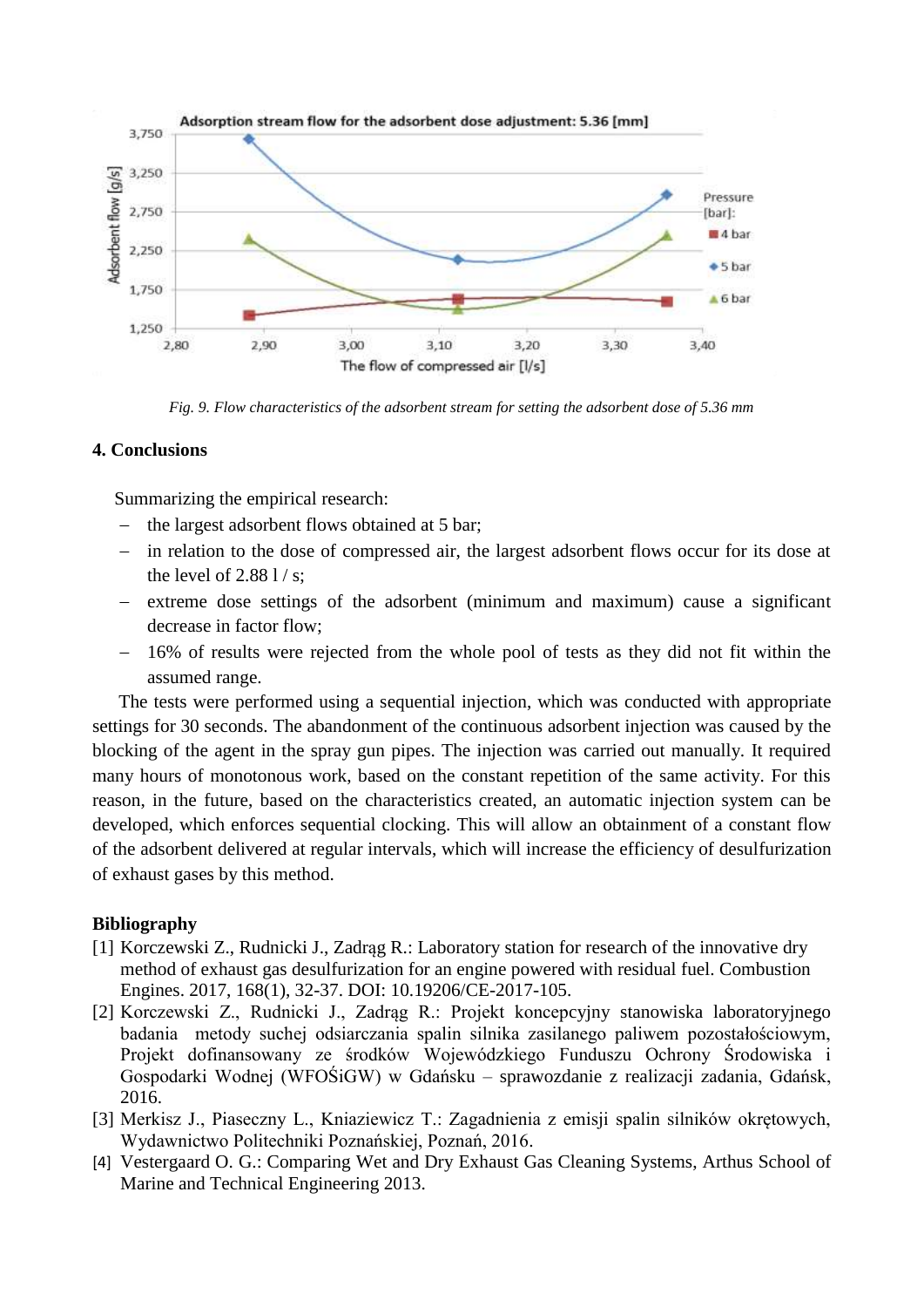Adsorption stream flow for the adsorbent dose adjustment: 5.36 [mm]

Adsorbent flow [g/s]

3,750
3,250
2,750
2,250
1,750
1,250

2,80 2,90 3,00 3,10 3,20 3,30 3,40

The flow of compressed air [l/s]

Pressure [bar]:
4 bar
5 bar
6 bar

*Fig. 9. Flow characteristics of the adsorbent stream for setting the adsorbent dose of 5.36 mm*

## 4. Conclusions

Summarizing the empirical research:

- the largest adsorbent flows obtained at 5 bar;
- in relation to the dose of compressed air, the largest adsorbent flows occur for its dose at the level of 2.88 l / s;
- extreme dose settings of the adsorbent (minimum and maximum) cause a significant decrease in factor flow;
- 16% of results were rejected from the whole pool of tests as they did not fit within the assumed range.

The tests were performed using a sequential injection, which was conducted with appropriate settings for 30 seconds. The abandonment of the continuous adsorbent injection was caused by the blocking of the agent in the spray gun pipes. The injection was carried out manually. It required many hours of monotonous work, based on the constant repetition of the same activity. For this reason, in the future, based on the characteristics created, an automatic injection system can be developed, which enforces sequential clocking. This will allow an obtainment of a constant flow of the adsorbent delivered at regular intervals, which will increase the efficiency of desulfurization of exhaust gases by this method.

## Bibliography

[1] Korczewski Z., Rudnicki J., Zadrąg R.: Laboratory station for research of the innovative dry method of exhaust gas desulfurization for an engine powered with residual fuel. Combustion Engines. 2017, 168(1), 32-37. DOI: 10.19206/CE-2017-105.

[2] Korczewski Z., Rudnicki J., Zadrąg R.: Projekt koncepcyjny stanowiska laboratoryjnego badania metody suchej odsiarczania spalin silnika zasilanego paliwem pozostałościowym, Projekt dofinansowany ze środków Wojewódzkiego Funduszu Ochrony Środowiska i Gospodarki Wodnej (WFOŚiGW) w Gdańsku – sprawozdanie z realizacji zadania, Gdańsk, 2016.

[3] Merkisz J., Piaseczny L., Kniaziewicz T.: Zagadnienia z emisji spalin silników okrętowych, Wydawnictwo Politechniki Poznańskiej, Poznań, 2016.

[4] Vestergaard O. G.: Comparing Wet and Dry Exhaust Gas Cleaning Systems, Arthus School of Marine and Technical Engineering 2013.